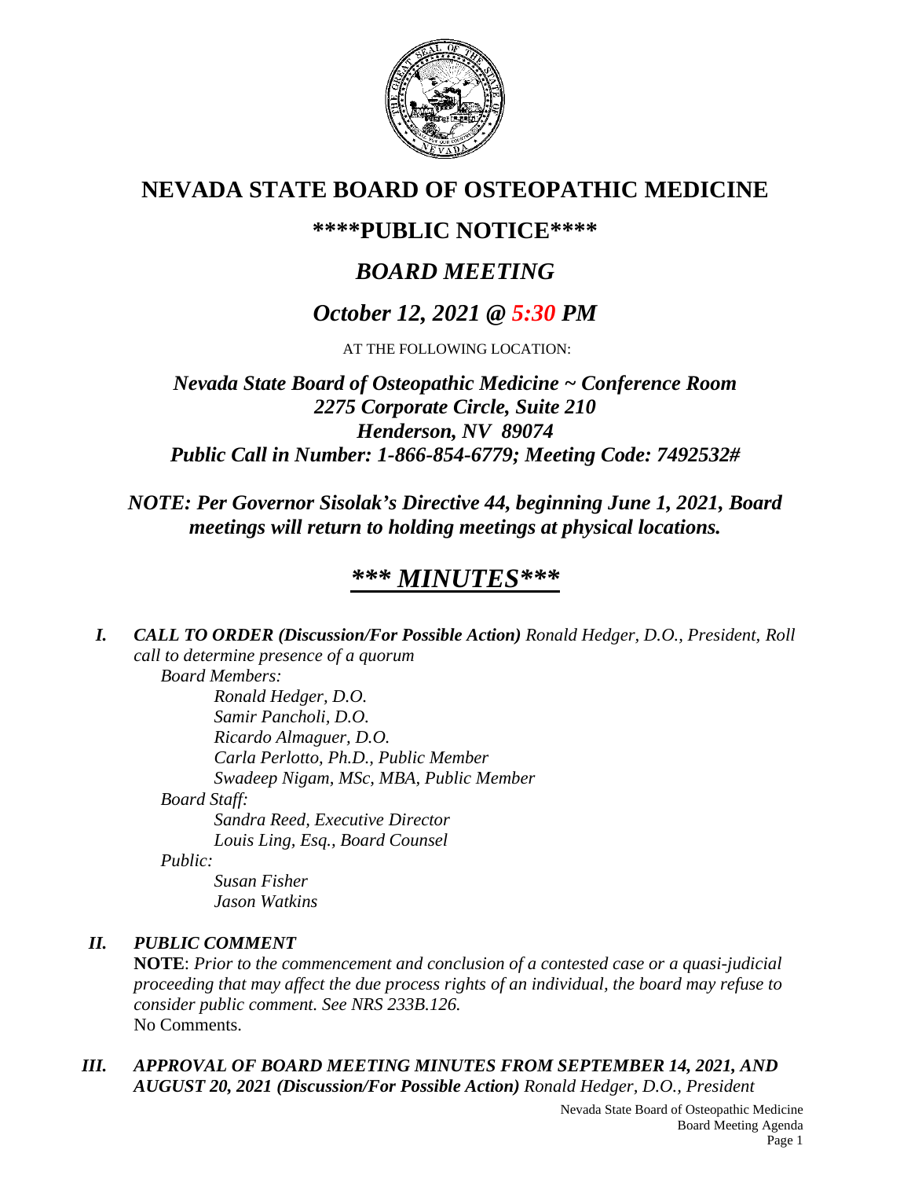# NEVADA STATE BOARD OF OSTEOPATHIC MEDICINE

## \*\*\*\*PUBLIC NOTICE\*\*\*\*

## *BOARD MEETING*

## *October 12, 2021 @ 5:30 PM*

AT THE FOLLOWING LOCATION:

***Nevada State Board of Osteopathic Medicine ~ Conference Room***
***2275 Corporate Circle, Suite 210***
***Henderson, NV 89074***
***Public Call in Number: 1-866-854-6779; Meeting Code: 7492532#***

***NOTE: Per Governor Sisolak's Directive 44, beginning June 1, 2021, Board meetings will return to holding meetings at physical locations.***

## ***\*\*\* MINUTES\*\*\****

***I. CALL TO ORDER (Discussion/For Possible Action)*** *Ronald Hedger, D.O., President, Roll call to determine presence of a quorum*

*Board Members:*

- *Ronald Hedger, D.O.*
- *Samir Pancholi, D.O.*
- *Ricardo Almaguer, D.O.*
- *Carla Perlotto, Ph.D., Public Member*
- *Swadeep Nigam, MSc, MBA, Public Member*

*Board Staff:*

- *Sandra Reed, Executive Director*
- *Louis Ling, Esq., Board Counsel*

*Public:*

- *Susan Fisher*
- *Jason Watkins*

***II. PUBLIC COMMENT***

**NOTE**: *Prior to the commencement and conclusion of a contested case or a quasi-judicial proceeding that may affect the due process rights of an individual, the board may refuse to consider public comment. See NRS 233B.126.*

No Comments.

***III. APPROVAL OF BOARD MEETING MINUTES FROM SEPTEMBER 14, 2021, AND AUGUST 20, 2021 (Discussion/For Possible Action)*** *Ronald Hedger, D.O., President*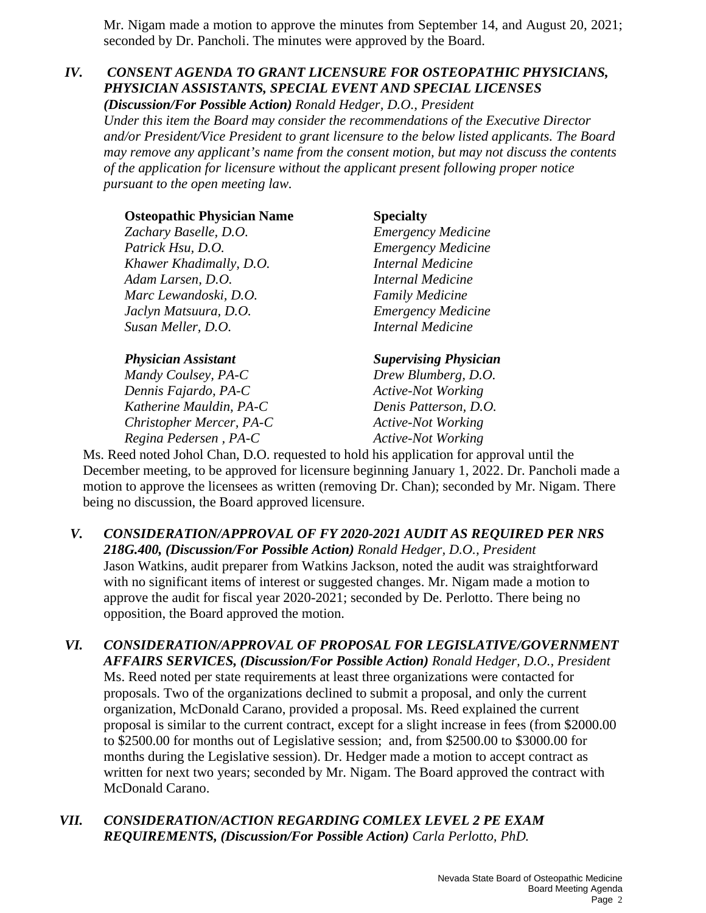Mr. Nigam made a motion to approve the minutes from September 14, and August 20, 2021; seconded by Dr. Pancholi. The minutes were approved by the Board.

### IV. *CONSENT AGENDA TO GRANT LICENSURE FOR OSTEOPATHIC PHYSICIANS, PHYSICIAN ASSISTANTS, SPECIAL EVENT AND SPECIAL LICENSES (Discussion/For Possible Action) Ronald Hedger, D.O., President*

*Under this item the Board may consider the recommendations of the Executive Director and/or President/Vice President to grant licensure to the below listed applicants. The Board may remove any applicant's name from the consent motion, but may not discuss the contents of the application for licensure without the applicant present following proper notice pursuant to the open meeting law.*

| **Osteopathic Physician Name** | **Specialty** |
|---|---|
| *Zachary Baselle, D.O.* | *Emergency Medicine* |
| *Patrick Hsu, D.O.* | *Emergency Medicine* |
| *Khawer Khadimally, D.O.* | *Internal Medicine* |
| *Adam Larsen, D.O.* | *Internal Medicine* |
| *Marc Lewandoski, D.O.* | *Family Medicine* |
| *Jaclyn Matsuura, D.O.* | *Emergency Medicine* |
| *Susan Meller, D.O.* | *Internal Medicine* |

| ***Physician Assistant*** | ***Supervising Physician*** |
|---|---|
| *Mandy Coulsey, PA-C* | *Drew Blumberg, D.O.* |
| *Dennis Fajardo, PA-C* | *Active-Not Working* |
| *Katherine Mauldin, PA-C* | *Denis Patterson, D.O.* |
| *Christopher Mercer, PA-C* | *Active-Not Working* |
| *Regina Pedersen , PA-C* | *Active-Not Working* |

Ms. Reed noted Johol Chan, D.O. requested to hold his application for approval until the December meeting, to be approved for licensure beginning January 1, 2022. Dr. Pancholi made a motion to approve the licensees as written (removing Dr. Chan); seconded by Mr. Nigam. There being no discussion, the Board approved licensure.

### V. *CONSIDERATION/APPROVAL OF FY 2020-2021 AUDIT AS REQUIRED PER NRS 218G.400, (Discussion/For Possible Action) Ronald Hedger, D.O., President*

Jason Watkins, audit preparer from Watkins Jackson, noted the audit was straightforward with no significant items of interest or suggested changes. Mr. Nigam made a motion to approve the audit for fiscal year 2020-2021; seconded by De. Perlotto. There being no opposition, the Board approved the motion.

### VI. *CONSIDERATION/APPROVAL OF PROPOSAL FOR LEGISLATIVE/GOVERNMENT AFFAIRS SERVICES, (Discussion/For Possible Action) Ronald Hedger, D.O., President*

Ms. Reed noted per state requirements at least three organizations were contacted for proposals. Two of the organizations declined to submit a proposal, and only the current organization, McDonald Carano, provided a proposal. Ms. Reed explained the current proposal is similar to the current contract, except for a slight increase in fees (from \$2000.00 to \$2500.00 for months out of Legislative session; and, from \$2500.00 to \$3000.00 for months during the Legislative session). Dr. Hedger made a motion to accept contract as written for next two years; seconded by Mr. Nigam. The Board approved the contract with McDonald Carano.

### VII. *CONSIDERATION/ACTION REGARDING COMLEX LEVEL 2 PE EXAM REQUIREMENTS, (Discussion/For Possible Action) Carla Perlotto, PhD.*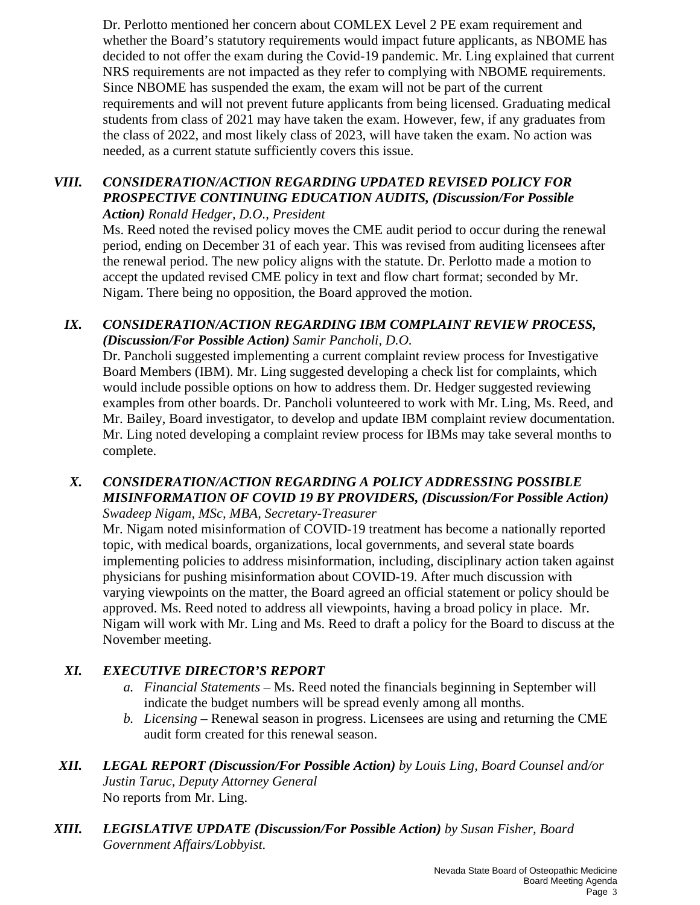Dr. Perlotto mentioned her concern about COMLEX Level 2 PE exam requirement and whether the Board's statutory requirements would impact future applicants, as NBOME has decided to not offer the exam during the Covid-19 pandemic. Mr. Ling explained that current NRS requirements are not impacted as they refer to complying with NBOME requirements. Since NBOME has suspended the exam, the exam will not be part of the current requirements and will not prevent future applicants from being licensed. Graduating medical students from class of 2021 may have taken the exam. However, few, if any graduates from the class of 2022, and most likely class of 2023, will have taken the exam. No action was needed, as a current statute sufficiently covers this issue.

### VIII. *CONSIDERATION/ACTION REGARDING UPDATED REVISED POLICY FOR PROSPECTIVE CONTINUING EDUCATION AUDITS, (Discussion/For Possible Action) Ronald Hedger, D.O., President*

Ms. Reed noted the revised policy moves the CME audit period to occur during the renewal period, ending on December 31 of each year. This was revised from auditing licensees after the renewal period. The new policy aligns with the statute. Dr. Perlotto made a motion to accept the updated revised CME policy in text and flow chart format; seconded by Mr. Nigam. There being no opposition, the Board approved the motion.

### IX. *CONSIDERATION/ACTION REGARDING IBM COMPLAINT REVIEW PROCESS, (Discussion/For Possible Action) Samir Pancholi, D.O.*

Dr. Pancholi suggested implementing a current complaint review process for Investigative Board Members (IBM). Mr. Ling suggested developing a check list for complaints, which would include possible options on how to address them. Dr. Hedger suggested reviewing examples from other boards. Dr. Pancholi volunteered to work with Mr. Ling, Ms. Reed, and Mr. Bailey, Board investigator, to develop and update IBM complaint review documentation. Mr. Ling noted developing a complaint review process for IBMs may take several months to complete.

### X. *CONSIDERATION/ACTION REGARDING A POLICY ADDRESSING POSSIBLE MISINFORMATION OF COVID 19 BY PROVIDERS, (Discussion/For Possible Action) Swadeep Nigam, MSc, MBA, Secretary-Treasurer*

Mr. Nigam noted misinformation of COVID-19 treatment has become a nationally reported topic, with medical boards, organizations, local governments, and several state boards implementing policies to address misinformation, including, disciplinary action taken against physicians for pushing misinformation about COVID-19. After much discussion with varying viewpoints on the matter, the Board agreed an official statement or policy should be approved. Ms. Reed noted to address all viewpoints, having a broad policy in place. Mr. Nigam will work with Mr. Ling and Ms. Reed to draft a policy for the Board to discuss at the November meeting.

### XI. *EXECUTIVE DIRECTOR'S REPORT*

a. *Financial Statements* – Ms. Reed noted the financials beginning in September will indicate the budget numbers will be spread evenly among all months.
b. *Licensing* – Renewal season in progress. Licensees are using and returning the CME audit form created for this renewal season.

### XII. *LEGAL REPORT (Discussion/For Possible Action) by Louis Ling, Board Counsel and/or Justin Taruc, Deputy Attorney General*

No reports from Mr. Ling.

### XIII. *LEGISLATIVE UPDATE (Discussion/For Possible Action) by Susan Fisher, Board Government Affairs/Lobbyist.*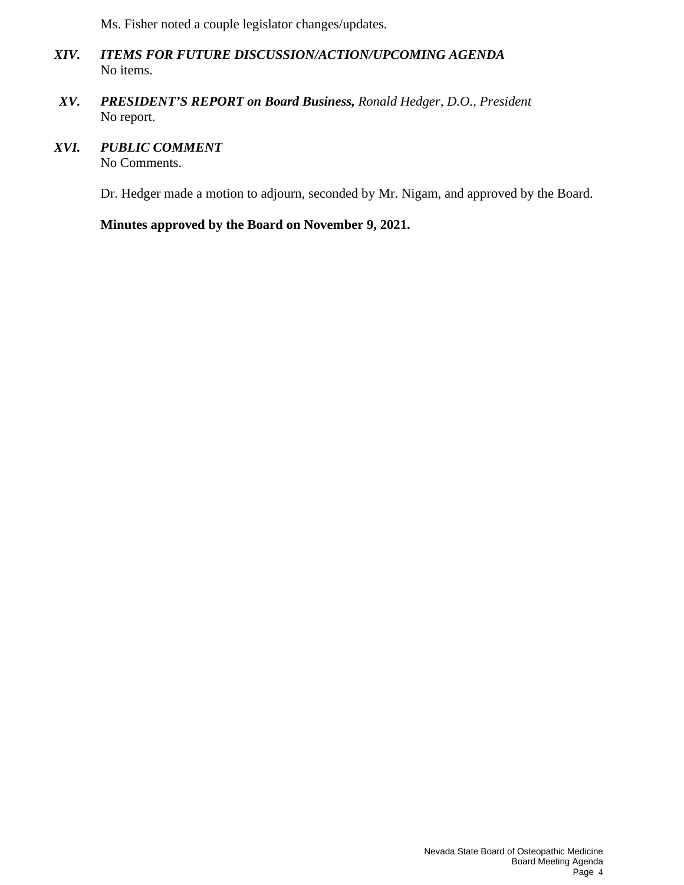Ms. Fisher noted a couple legislator changes/updates.

***XIV. ITEMS FOR FUTURE DISCUSSION/ACTION/UPCOMING AGENDA***

No items.

***XV. PRESIDENT'S REPORT on Board Business,*** *Ronald Hedger, D.O., President*

No report.

***XVI. PUBLIC COMMENT***

No Comments.

Dr. Hedger made a motion to adjourn, seconded by Mr. Nigam, and approved by the Board.

**Minutes approved by the Board on November 9, 2021.**